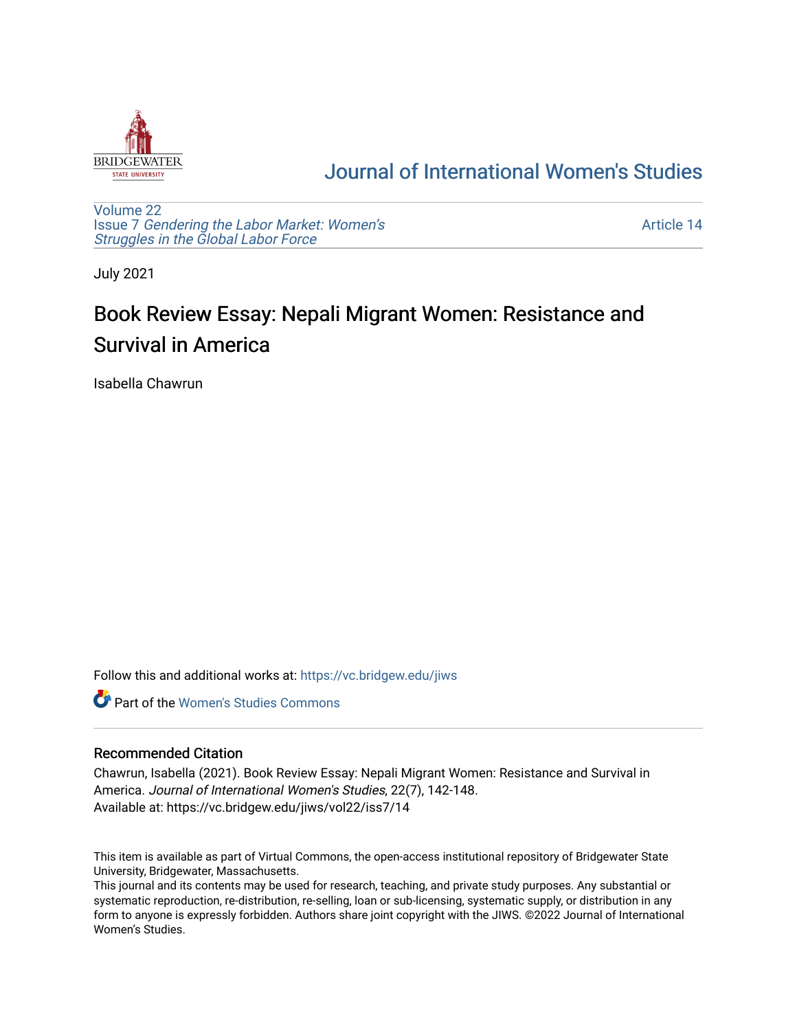# Journal of International Women's Studies

Volume 22
Issue 7 *Gendering the Labor Market: Women's Struggles in the Global Labor Force*

Article 14

July 2021

# Book Review Essay: Nepali Migrant Women: Resistance and Survival in America

Isabella Chawrun

Follow this and additional works at: https://vc.bridgew.edu/jiws

Part of the Women's Studies Commons

### Recommended Citation

Chawrun, Isabella (2021). Book Review Essay: Nepali Migrant Women: Resistance and Survival in America. *Journal of International Women's Studies*, 22(7), 142-148.
Available at: https://vc.bridgew.edu/jiws/vol22/iss7/14

This item is available as part of Virtual Commons, the open-access institutional repository of Bridgewater State University, Bridgewater, Massachusetts.
This journal and its contents may be used for research, teaching, and private study purposes. Any substantial or systematic reproduction, re-distribution, re-selling, loan or sub-licensing, systematic supply, or distribution in any form to anyone is expressly forbidden. Authors share joint copyright with the JIWS. ©2022 Journal of International Women's Studies.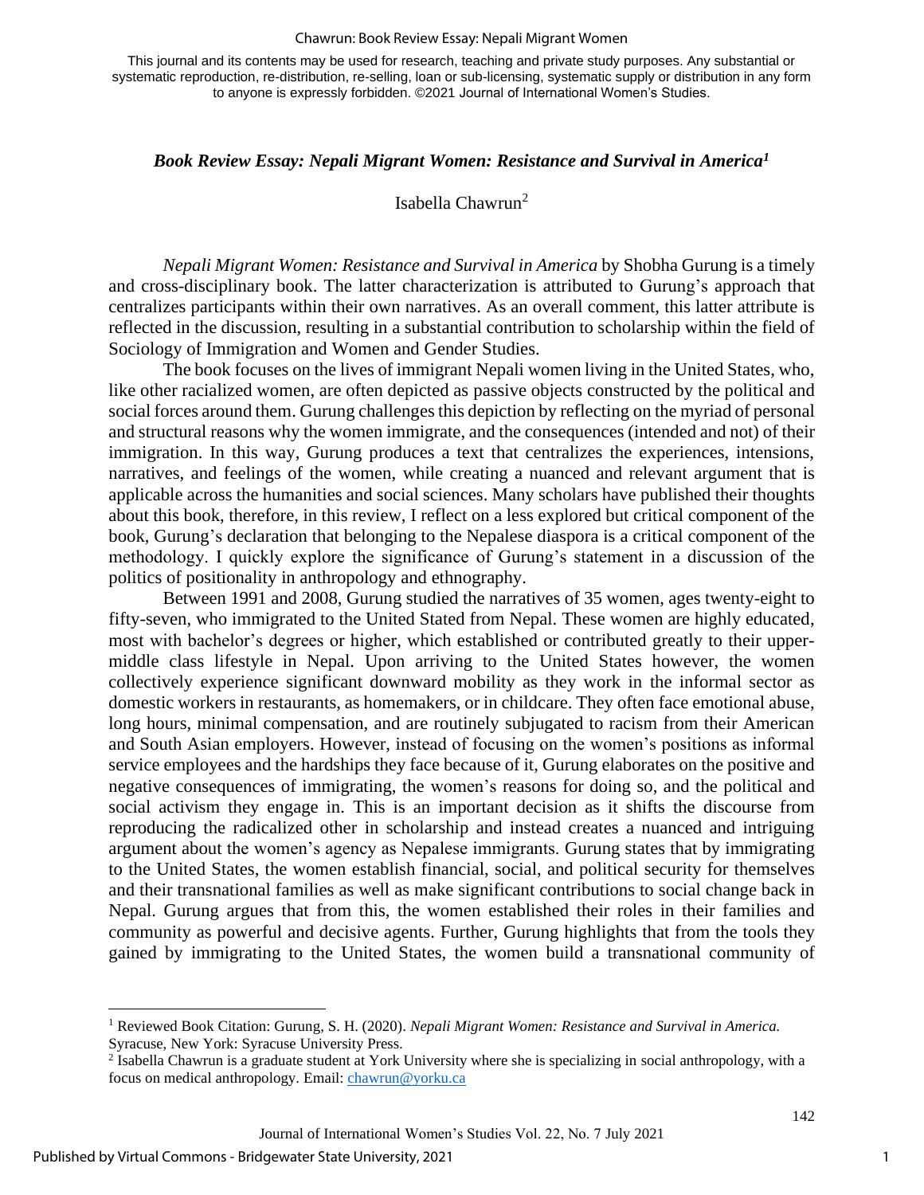## *Book Review Essay: Nepali Migrant Women: Resistance and Survival in America*[1]

Isabella Chawrun[2]

*Nepali Migrant Women: Resistance and Survival in America* by Shobha Gurung is a timely and cross-disciplinary book. The latter characterization is attributed to Gurung's approach that centralizes participants within their own narratives. As an overall comment, this latter attribute is reflected in the discussion, resulting in a substantial contribution to scholarship within the field of Sociology of Immigration and Women and Gender Studies.

The book focuses on the lives of immigrant Nepali women living in the United States, who, like other racialized women, are often depicted as passive objects constructed by the political and social forces around them. Gurung challenges this depiction by reflecting on the myriad of personal and structural reasons why the women immigrate, and the consequences (intended and not) of their immigration. In this way, Gurung produces a text that centralizes the experiences, intensions, narratives, and feelings of the women, while creating a nuanced and relevant argument that is applicable across the humanities and social sciences. Many scholars have published their thoughts about this book, therefore, in this review, I reflect on a less explored but critical component of the book, Gurung's declaration that belonging to the Nepalese diaspora is a critical component of the methodology. I quickly explore the significance of Gurung's statement in a discussion of the politics of positionality in anthropology and ethnography.

Between 1991 and 2008, Gurung studied the narratives of 35 women, ages twenty-eight to fifty-seven, who immigrated to the United Stated from Nepal. These women are highly educated, most with bachelor's degrees or higher, which established or contributed greatly to their upper-middle class lifestyle in Nepal. Upon arriving to the United States however, the women collectively experience significant downward mobility as they work in the informal sector as domestic workers in restaurants, as homemakers, or in childcare. They often face emotional abuse, long hours, minimal compensation, and are routinely subjugated to racism from their American and South Asian employers. However, instead of focusing on the women's positions as informal service employees and the hardships they face because of it, Gurung elaborates on the positive and negative consequences of immigrating, the women's reasons for doing so, and the political and social activism they engage in. This is an important decision as it shifts the discourse from reproducing the radicalized other in scholarship and instead creates a nuanced and intriguing argument about the women's agency as Nepalese immigrants. Gurung states that by immigrating to the United States, the women establish financial, social, and political security for themselves and their transnational families as well as make significant contributions to social change back in Nepal. Gurung argues that from this, the women established their roles in their families and community as powerful and decisive agents. Further, Gurung highlights that from the tools they gained by immigrating to the United States, the women build a transnational community of

---

[1] Reviewed Book Citation: Gurung, S. H. (2020). *Nepali Migrant Women: Resistance and Survival in America.* Syracuse, New York: Syracuse University Press.

[2] Isabella Chawrun is a graduate student at York University where she is specializing in social anthropology, with a focus on medical anthropology. Email: chawrun@yorku.ca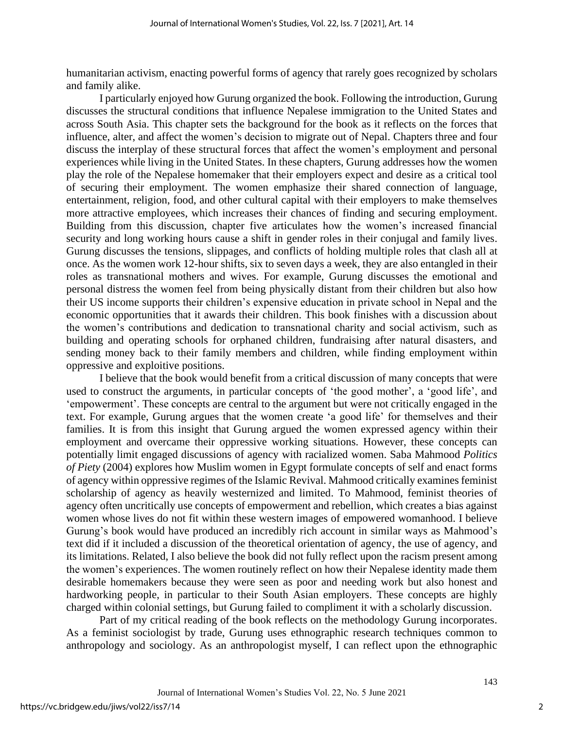humanitarian activism, enacting powerful forms of agency that rarely goes recognized by scholars and family alike.

I particularly enjoyed how Gurung organized the book. Following the introduction, Gurung discusses the structural conditions that influence Nepalese immigration to the United States and across South Asia. This chapter sets the background for the book as it reflects on the forces that influence, alter, and affect the women's decision to migrate out of Nepal. Chapters three and four discuss the interplay of these structural forces that affect the women's employment and personal experiences while living in the United States. In these chapters, Gurung addresses how the women play the role of the Nepalese homemaker that their employers expect and desire as a critical tool of securing their employment. The women emphasize their shared connection of language, entertainment, religion, food, and other cultural capital with their employers to make themselves more attractive employees, which increases their chances of finding and securing employment. Building from this discussion, chapter five articulates how the women's increased financial security and long working hours cause a shift in gender roles in their conjugal and family lives. Gurung discusses the tensions, slippages, and conflicts of holding multiple roles that clash all at once. As the women work 12-hour shifts, six to seven days a week, they are also entangled in their roles as transnational mothers and wives. For example, Gurung discusses the emotional and personal distress the women feel from being physically distant from their children but also how their US income supports their children's expensive education in private school in Nepal and the economic opportunities that it awards their children. This book finishes with a discussion about the women's contributions and dedication to transnational charity and social activism, such as building and operating schools for orphaned children, fundraising after natural disasters, and sending money back to their family members and children, while finding employment within oppressive and exploitive positions.

I believe that the book would benefit from a critical discussion of many concepts that were used to construct the arguments, in particular concepts of 'the good mother', a 'good life', and 'empowerment'. These concepts are central to the argument but were not critically engaged in the text. For example, Gurung argues that the women create 'a good life' for themselves and their families. It is from this insight that Gurung argued the women expressed agency within their employment and overcame their oppressive working situations. However, these concepts can potentially limit engaged discussions of agency with racialized women. Saba Mahmood *Politics of Piety* (2004) explores how Muslim women in Egypt formulate concepts of self and enact forms of agency within oppressive regimes of the Islamic Revival. Mahmood critically examines feminist scholarship of agency as heavily westernized and limited. To Mahmood, feminist theories of agency often uncritically use concepts of empowerment and rebellion, which creates a bias against women whose lives do not fit within these western images of empowered womanhood. I believe Gurung's book would have produced an incredibly rich account in similar ways as Mahmood's text did if it included a discussion of the theoretical orientation of agency, the use of agency, and its limitations. Related, I also believe the book did not fully reflect upon the racism present among the women's experiences. The women routinely reflect on how their Nepalese identity made them desirable homemakers because they were seen as poor and needing work but also honest and hardworking people, in particular to their South Asian employers. These concepts are highly charged within colonial settings, but Gurung failed to compliment it with a scholarly discussion.

Part of my critical reading of the book reflects on the methodology Gurung incorporates. As a feminist sociologist by trade, Gurung uses ethnographic research techniques common to anthropology and sociology. As an anthropologist myself, I can reflect upon the ethnographic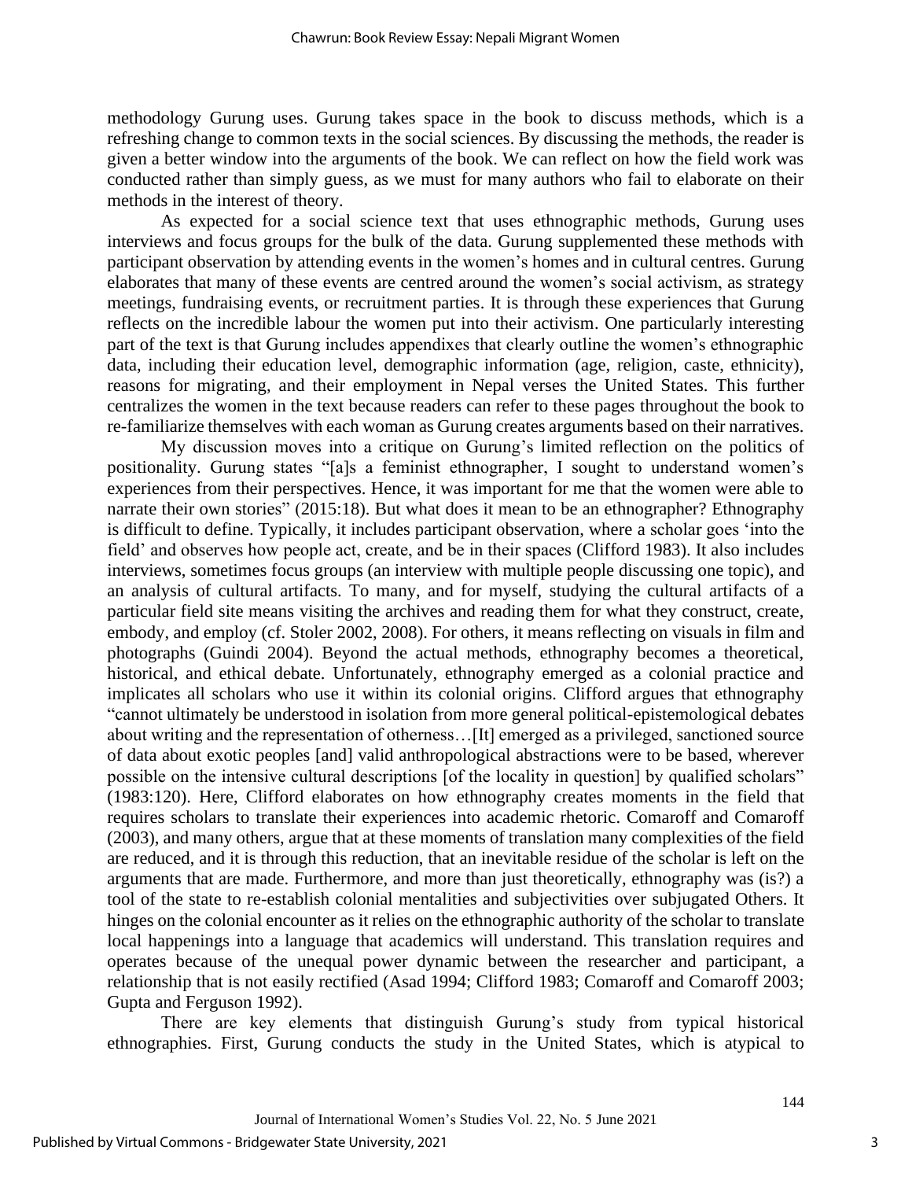methodology Gurung uses. Gurung takes space in the book to discuss methods, which is a refreshing change to common texts in the social sciences. By discussing the methods, the reader is given a better window into the arguments of the book. We can reflect on how the field work was conducted rather than simply guess, as we must for many authors who fail to elaborate on their methods in the interest of theory.

As expected for a social science text that uses ethnographic methods, Gurung uses interviews and focus groups for the bulk of the data. Gurung supplemented these methods with participant observation by attending events in the women's homes and in cultural centres. Gurung elaborates that many of these events are centred around the women's social activism, as strategy meetings, fundraising events, or recruitment parties. It is through these experiences that Gurung reflects on the incredible labour the women put into their activism. One particularly interesting part of the text is that Gurung includes appendixes that clearly outline the women's ethnographic data, including their education level, demographic information (age, religion, caste, ethnicity), reasons for migrating, and their employment in Nepal verses the United States. This further centralizes the women in the text because readers can refer to these pages throughout the book to re-familiarize themselves with each woman as Gurung creates arguments based on their narratives.

My discussion moves into a critique on Gurung's limited reflection on the politics of positionality. Gurung states "[a]s a feminist ethnographer, I sought to understand women's experiences from their perspectives. Hence, it was important for me that the women were able to narrate their own stories" (2015:18). But what does it mean to be an ethnographer? Ethnography is difficult to define. Typically, it includes participant observation, where a scholar goes 'into the field' and observes how people act, create, and be in their spaces (Clifford 1983). It also includes interviews, sometimes focus groups (an interview with multiple people discussing one topic), and an analysis of cultural artifacts. To many, and for myself, studying the cultural artifacts of a particular field site means visiting the archives and reading them for what they construct, create, embody, and employ (cf. Stoler 2002, 2008). For others, it means reflecting on visuals in film and photographs (Guindi 2004). Beyond the actual methods, ethnography becomes a theoretical, historical, and ethical debate. Unfortunately, ethnography emerged as a colonial practice and implicates all scholars who use it within its colonial origins. Clifford argues that ethnography "cannot ultimately be understood in isolation from more general political-epistemological debates about writing and the representation of otherness…[It] emerged as a privileged, sanctioned source of data about exotic peoples [and] valid anthropological abstractions were to be based, wherever possible on the intensive cultural descriptions [of the locality in question] by qualified scholars" (1983:120). Here, Clifford elaborates on how ethnography creates moments in the field that requires scholars to translate their experiences into academic rhetoric. Comaroff and Comaroff (2003), and many others, argue that at these moments of translation many complexities of the field are reduced, and it is through this reduction, that an inevitable residue of the scholar is left on the arguments that are made. Furthermore, and more than just theoretically, ethnography was (is?) a tool of the state to re-establish colonial mentalities and subjectivities over subjugated Others. It hinges on the colonial encounter as it relies on the ethnographic authority of the scholar to translate local happenings into a language that academics will understand. This translation requires and operates because of the unequal power dynamic between the researcher and participant, a relationship that is not easily rectified (Asad 1994; Clifford 1983; Comaroff and Comaroff 2003; Gupta and Ferguson 1992).

There are key elements that distinguish Gurung's study from typical historical ethnographies. First, Gurung conducts the study in the United States, which is atypical to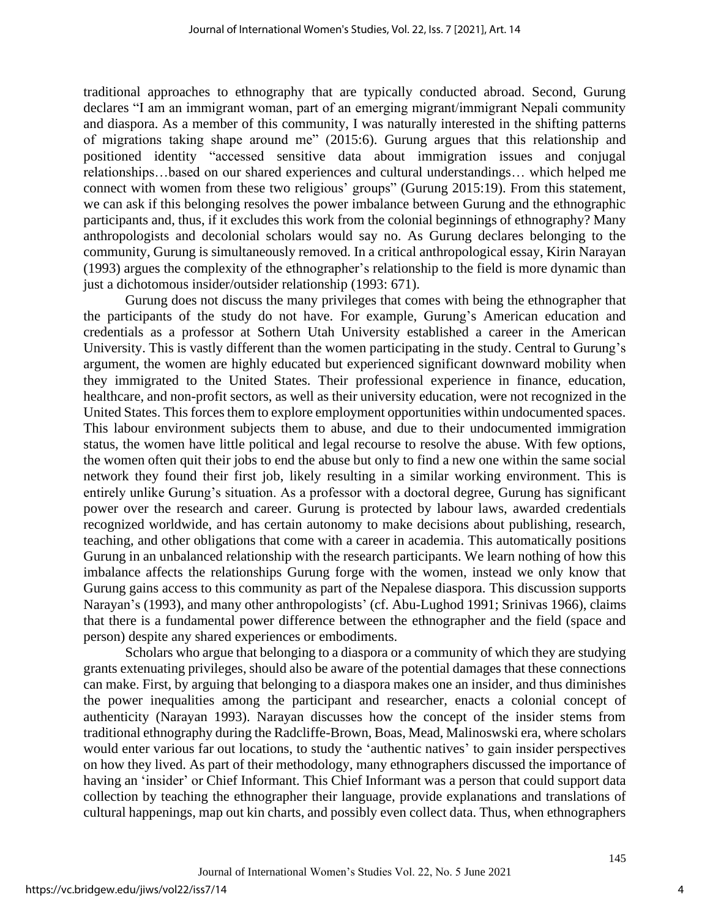traditional approaches to ethnography that are typically conducted abroad. Second, Gurung declares "I am an immigrant woman, part of an emerging migrant/immigrant Nepali community and diaspora. As a member of this community, I was naturally interested in the shifting patterns of migrations taking shape around me" (2015:6). Gurung argues that this relationship and positioned identity "accessed sensitive data about immigration issues and conjugal relationships…based on our shared experiences and cultural understandings… which helped me connect with women from these two religious' groups" (Gurung 2015:19). From this statement, we can ask if this belonging resolves the power imbalance between Gurung and the ethnographic participants and, thus, if it excludes this work from the colonial beginnings of ethnography? Many anthropologists and decolonial scholars would say no. As Gurung declares belonging to the community, Gurung is simultaneously removed. In a critical anthropological essay, Kirin Narayan (1993) argues the complexity of the ethnographer's relationship to the field is more dynamic than just a dichotomous insider/outsider relationship (1993: 671).

Gurung does not discuss the many privileges that comes with being the ethnographer that the participants of the study do not have. For example, Gurung's American education and credentials as a professor at Sothern Utah University established a career in the American University. This is vastly different than the women participating in the study. Central to Gurung's argument, the women are highly educated but experienced significant downward mobility when they immigrated to the United States. Their professional experience in finance, education, healthcare, and non-profit sectors, as well as their university education, were not recognized in the United States. This forces them to explore employment opportunities within undocumented spaces. This labour environment subjects them to abuse, and due to their undocumented immigration status, the women have little political and legal recourse to resolve the abuse. With few options, the women often quit their jobs to end the abuse but only to find a new one within the same social network they found their first job, likely resulting in a similar working environment. This is entirely unlike Gurung's situation. As a professor with a doctoral degree, Gurung has significant power over the research and career. Gurung is protected by labour laws, awarded credentials recognized worldwide, and has certain autonomy to make decisions about publishing, research, teaching, and other obligations that come with a career in academia. This automatically positions Gurung in an unbalanced relationship with the research participants. We learn nothing of how this imbalance affects the relationships Gurung forge with the women, instead we only know that Gurung gains access to this community as part of the Nepalese diaspora. This discussion supports Narayan's (1993), and many other anthropologists' (cf. Abu-Lughod 1991; Srinivas 1966), claims that there is a fundamental power difference between the ethnographer and the field (space and person) despite any shared experiences or embodiments.

Scholars who argue that belonging to a diaspora or a community of which they are studying grants extenuating privileges, should also be aware of the potential damages that these connections can make. First, by arguing that belonging to a diaspora makes one an insider, and thus diminishes the power inequalities among the participant and researcher, enacts a colonial concept of authenticity (Narayan 1993). Narayan discusses how the concept of the insider stems from traditional ethnography during the Radcliffe-Brown, Boas, Mead, Malinoswski era, where scholars would enter various far out locations, to study the 'authentic natives' to gain insider perspectives on how they lived. As part of their methodology, many ethnographers discussed the importance of having an 'insider' or Chief Informant. This Chief Informant was a person that could support data collection by teaching the ethnographer their language, provide explanations and translations of cultural happenings, map out kin charts, and possibly even collect data. Thus, when ethnographers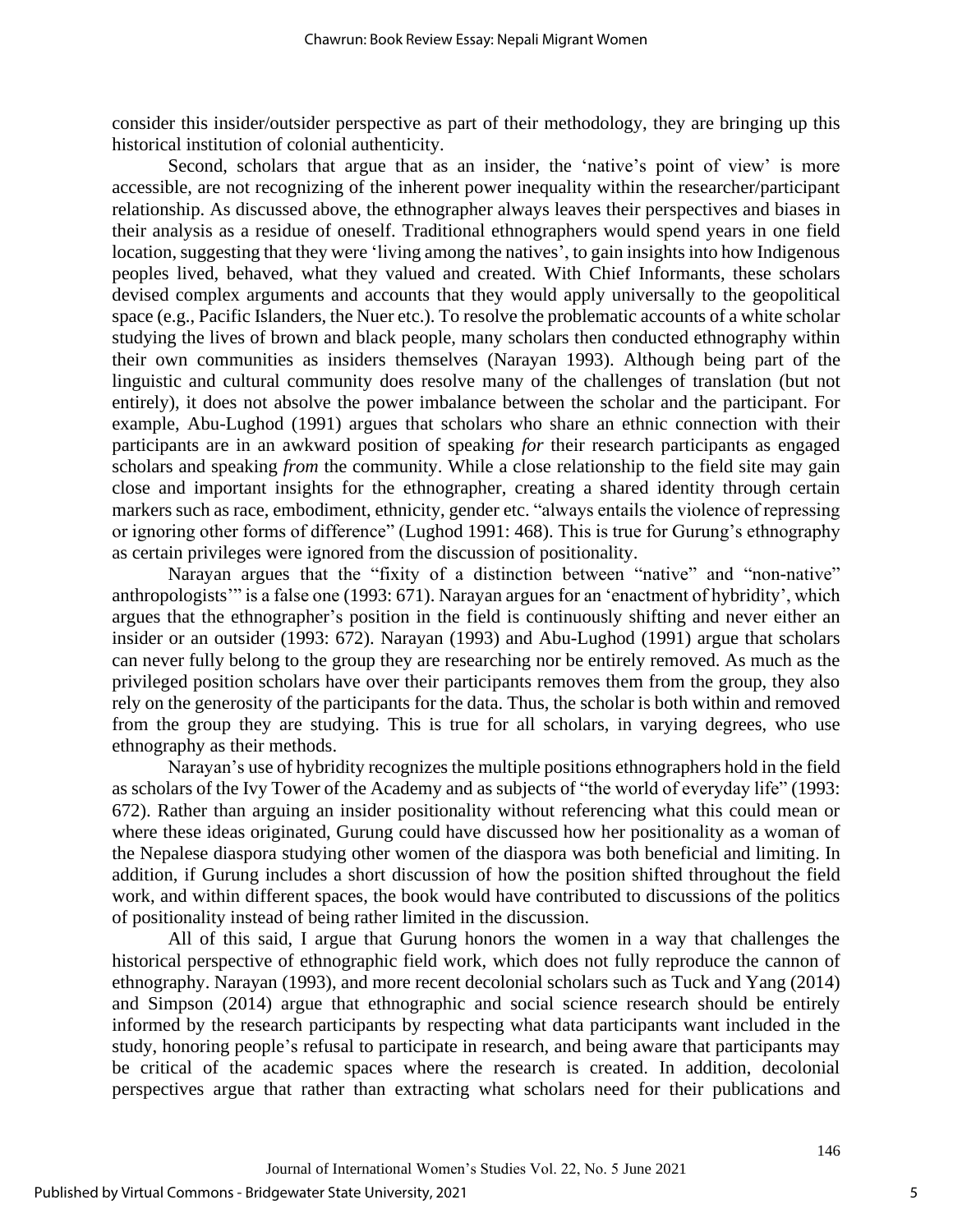consider this insider/outsider perspective as part of their methodology, they are bringing up this historical institution of colonial authenticity.

Second, scholars that argue that as an insider, the 'native's point of view' is more accessible, are not recognizing of the inherent power inequality within the researcher/participant relationship. As discussed above, the ethnographer always leaves their perspectives and biases in their analysis as a residue of oneself. Traditional ethnographers would spend years in one field location, suggesting that they were 'living among the natives', to gain insights into how Indigenous peoples lived, behaved, what they valued and created. With Chief Informants, these scholars devised complex arguments and accounts that they would apply universally to the geopolitical space (e.g., Pacific Islanders, the Nuer etc.). To resolve the problematic accounts of a white scholar studying the lives of brown and black people, many scholars then conducted ethnography within their own communities as insiders themselves (Narayan 1993). Although being part of the linguistic and cultural community does resolve many of the challenges of translation (but not entirely), it does not absolve the power imbalance between the scholar and the participant. For example, Abu-Lughod (1991) argues that scholars who share an ethnic connection with their participants are in an awkward position of speaking *for* their research participants as engaged scholars and speaking *from* the community. While a close relationship to the field site may gain close and important insights for the ethnographer, creating a shared identity through certain markers such as race, embodiment, ethnicity, gender etc. "always entails the violence of repressing or ignoring other forms of difference" (Lughod 1991: 468). This is true for Gurung's ethnography as certain privileges were ignored from the discussion of positionality.

Narayan argues that the "fixity of a distinction between "native" and "non-native" anthropologists'" is a false one (1993: 671). Narayan argues for an 'enactment of hybridity', which argues that the ethnographer's position in the field is continuously shifting and never either an insider or an outsider (1993: 672). Narayan (1993) and Abu-Lughod (1991) argue that scholars can never fully belong to the group they are researching nor be entirely removed. As much as the privileged position scholars have over their participants removes them from the group, they also rely on the generosity of the participants for the data. Thus, the scholar is both within and removed from the group they are studying. This is true for all scholars, in varying degrees, who use ethnography as their methods.

Narayan's use of hybridity recognizes the multiple positions ethnographers hold in the field as scholars of the Ivy Tower of the Academy and as subjects of "the world of everyday life" (1993: 672). Rather than arguing an insider positionality without referencing what this could mean or where these ideas originated, Gurung could have discussed how her positionality as a woman of the Nepalese diaspora studying other women of the diaspora was both beneficial and limiting. In addition, if Gurung includes a short discussion of how the position shifted throughout the field work, and within different spaces, the book would have contributed to discussions of the politics of positionality instead of being rather limited in the discussion.

All of this said, I argue that Gurung honors the women in a way that challenges the historical perspective of ethnographic field work, which does not fully reproduce the cannon of ethnography. Narayan (1993), and more recent decolonial scholars such as Tuck and Yang (2014) and Simpson (2014) argue that ethnographic and social science research should be entirely informed by the research participants by respecting what data participants want included in the study, honoring people's refusal to participate in research, and being aware that participants may be critical of the academic spaces where the research is created. In addition, decolonial perspectives argue that rather than extracting what scholars need for their publications and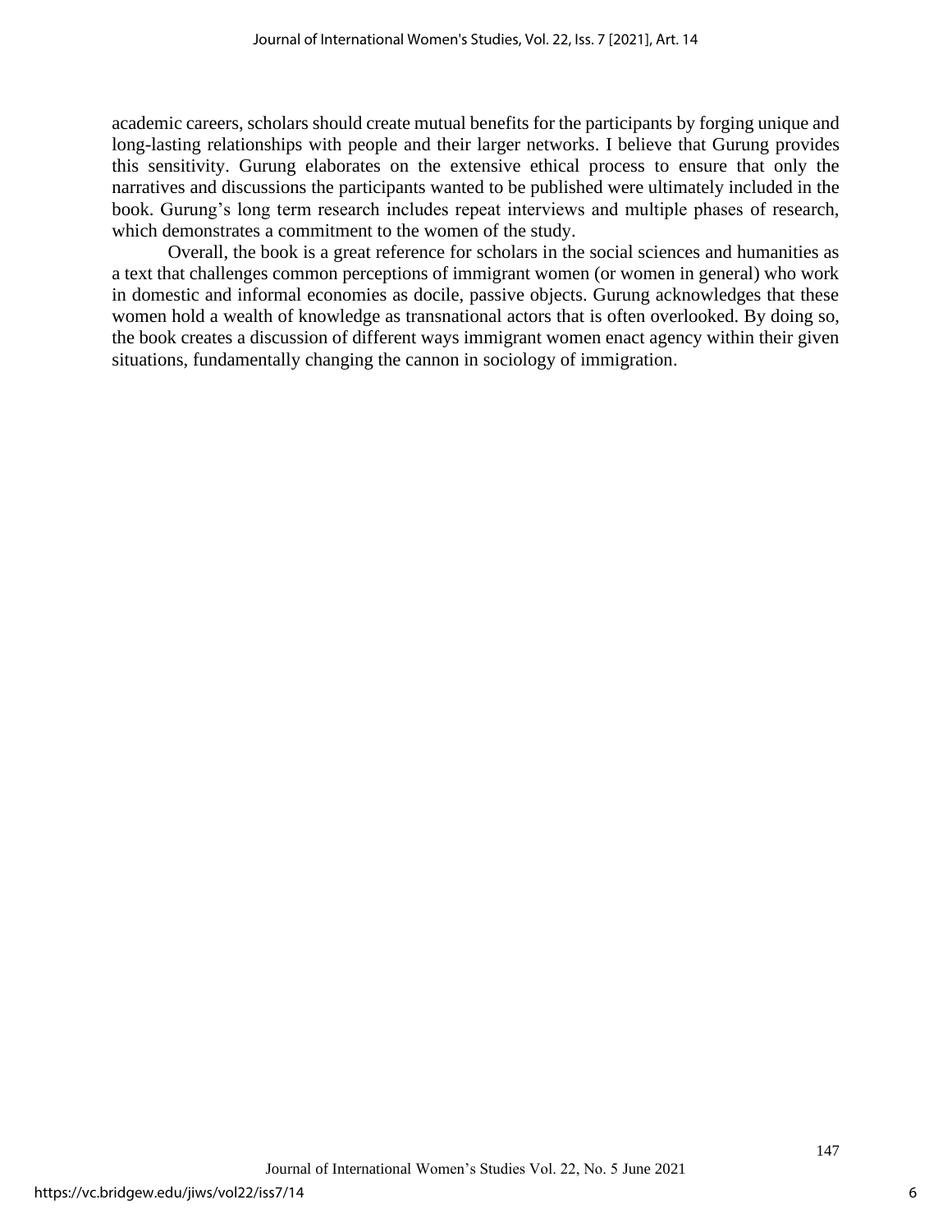academic careers, scholars should create mutual benefits for the participants by forging unique and long-lasting relationships with people and their larger networks. I believe that Gurung provides this sensitivity. Gurung elaborates on the extensive ethical process to ensure that only the narratives and discussions the participants wanted to be published were ultimately included in the book. Gurung's long term research includes repeat interviews and multiple phases of research, which demonstrates a commitment to the women of the study.

Overall, the book is a great reference for scholars in the social sciences and humanities as a text that challenges common perceptions of immigrant women (or women in general) who work in domestic and informal economies as docile, passive objects. Gurung acknowledges that these women hold a wealth of knowledge as transnational actors that is often overlooked. By doing so, the book creates a discussion of different ways immigrant women enact agency within their given situations, fundamentally changing the cannon in sociology of immigration.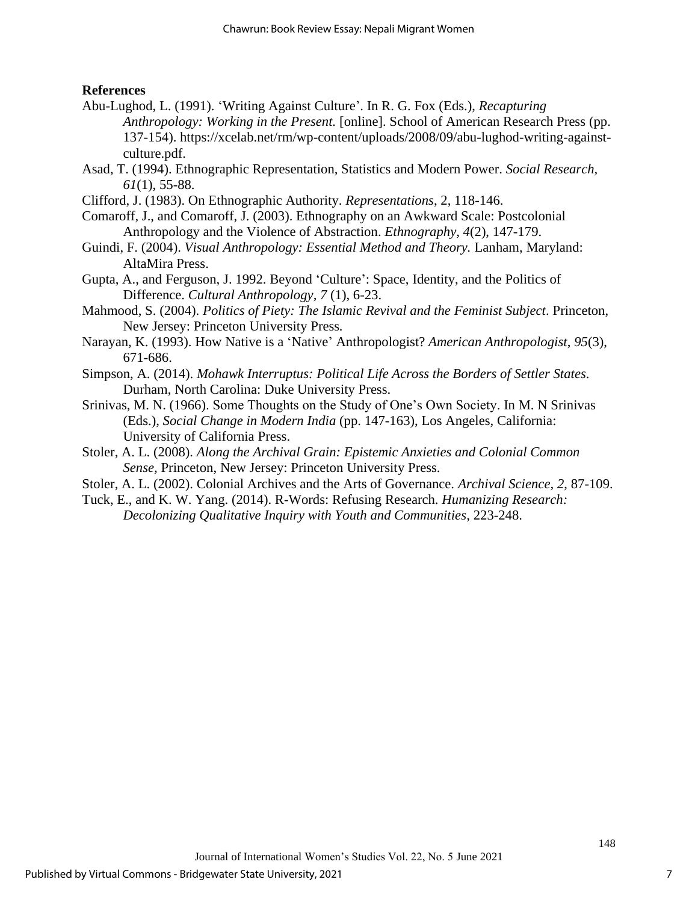**References**

Abu-Lughod, L. (1991). 'Writing Against Culture'. In R. G. Fox (Eds.), *Recapturing Anthropology: Working in the Present.* [online]. School of American Research Press (pp. 137-154). https://xcelab.net/rm/wp-content/uploads/2008/09/abu-lughod-writing-against-culture.pdf.

Asad, T. (1994). Ethnographic Representation, Statistics and Modern Power. *Social Research*, *61*(1), 55-88.

Clifford, J. (1983). On Ethnographic Authority. *Representations*, 2, 118-146.

Comaroff, J., and Comaroff, J. (2003). Ethnography on an Awkward Scale: Postcolonial Anthropology and the Violence of Abstraction. *Ethnography, 4*(2), 147-179.

Guindi, F. (2004). *Visual Anthropology: Essential Method and Theory.* Lanham, Maryland: AltaMira Press.

Gupta, A., and Ferguson, J. 1992. Beyond 'Culture': Space, Identity, and the Politics of Difference. *Cultural Anthropology, 7* (1), 6-23.

Mahmood, S. (2004). *Politics of Piety: The Islamic Revival and the Feminist Subject*. Princeton, New Jersey: Princeton University Press.

Narayan, K. (1993). How Native is a 'Native' Anthropologist? *American Anthropologist*, *95*(3), 671-686.

Simpson, A. (2014). *Mohawk Interruptus: Political Life Across the Borders of Settler States*. Durham, North Carolina: Duke University Press.

Srinivas, M. N. (1966). Some Thoughts on the Study of One's Own Society. In M. N Srinivas (Eds.), *Social Change in Modern India* (pp. 147-163), Los Angeles, California: University of California Press.

Stoler, A. L. (2008). *Along the Archival Grain: Epistemic Anxieties and Colonial Common Sense,* Princeton, New Jersey: Princeton University Press.

Stoler, A. L. (2002). Colonial Archives and the Arts of Governance. *Archival Science, 2*, 87-109.

Tuck, E., and K. W. Yang. (2014). R-Words: Refusing Research. *Humanizing Research: Decolonizing Qualitative Inquiry with Youth and Communities*, 223-248.